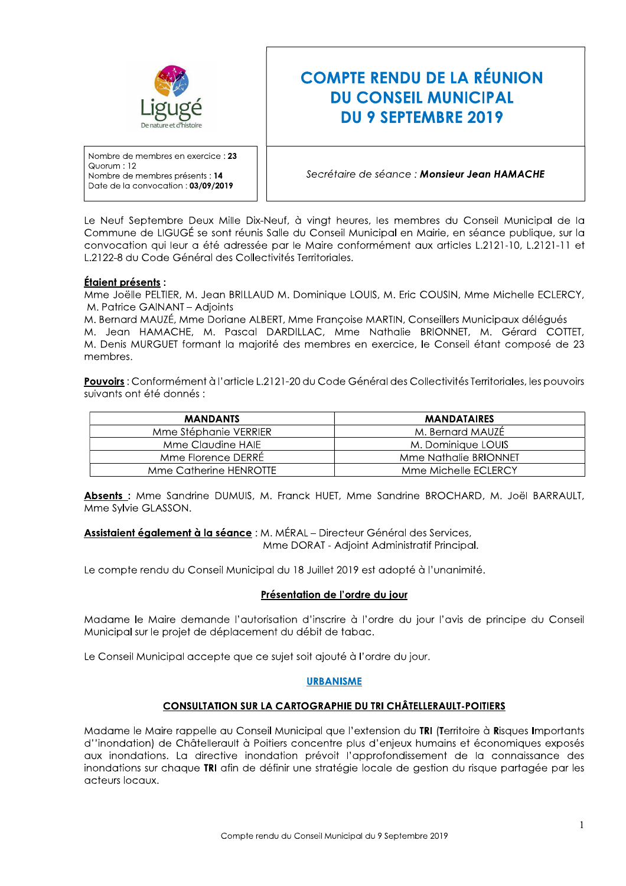Ligugé
De nature et d'histoire

# COMPTE RENDU DE LA RÉUNION DU CONSEIL MUNICIPAL DU 9 SEPTEMBRE 2019

Nombre de membres en exercice : **23**
Quorum : 12
Nombre de membres présents : **14**
Date de la convocation : **03/09/2019**

*Secrétaire de séance :* ***Monsieur Jean HAMACHE***

Le Neuf Septembre Deux Mille Dix-Neuf, à vingt heures, les membres du Conseil Municipal de la Commune de LIGUGÉ se sont réunis Salle du Conseil Municipal en Mairie, en séance publique, sur la convocation qui leur a été adressée par le Maire conformément aux articles L.2121-10, L.2121-11 et L.2122-8 du Code Général des Collectivités Territoriales.

**Étaient présents :**
Mme Joëlle PELTIER, M. Jean BRILLAUD M. Dominique LOUIS, M. Eric COUSIN, Mme Michelle ECLERCY, M. Patrice GAINANT – Adjoints
M. Bernard MAUZÉ, Mme Doriane ALBERT, Mme Françoise MARTIN, Conseillers Municipaux délégués
M. Jean HAMACHE, M. Pascal DARDILLAC, Mme Nathalie BRIONNET, M. Gérard COTTET, M. Denis MURGUET formant la majorité des membres en exercice, le Conseil étant composé de 23 membres.

**Pouvoirs** : Conformément à l'article L.2121-20 du Code Général des Collectivités Territoriales, les pouvoirs suivants ont été donnés :

| MANDANTS | MANDATAIRES |
|---|---|
| Mme Stéphanie VERRIER | M. Bernard MAUZÉ |
| Mme Claudine HAIE | M. Dominique LOUIS |
| Mme Florence DERRÉ | Mme Nathalie BRIONNET |
| Mme Catherine HENROTTE | Mme Michelle ECLERCY |

**Absents :** Mme Sandrine DUMUIS, M. Franck HUET, Mme Sandrine BROCHARD, M. Joël BARRAULT, Mme Sylvie GLASSON.

**Assistaient également à la séance** : M. MÉRAL – Directeur Général des Services,
Mme DORAT - Adjoint Administratif Principal.

Le compte rendu du Conseil Municipal du 18 Juillet 2019 est adopté à l'unanimité.

## Présentation de l'ordre du jour

Madame le Maire demande l'autorisation d'inscrire à l'ordre du jour l'avis de principe du Conseil Municipal sur le projet de déplacement du débit de tabac.

Le Conseil Municipal accepte que ce sujet soit ajouté à l'ordre du jour.

## URBANISME

### CONSULTATION SUR LA CARTOGRAPHIE DU TRI CHÂTELLERAULT-POITIERS

Madame le Maire rappelle au Conseil Municipal que l'extension du **TRI** (**T**erritoire à **R**isques **I**mportants d''inondation) de Châtellerault à Poitiers concentre plus d'enjeux humains et économiques exposés aux inondations. La directive inondation prévoit l'approfondissement de la connaissance des inondations sur chaque **TRI** afin de définir une stratégie locale de gestion du risque partagée par les acteurs locaux.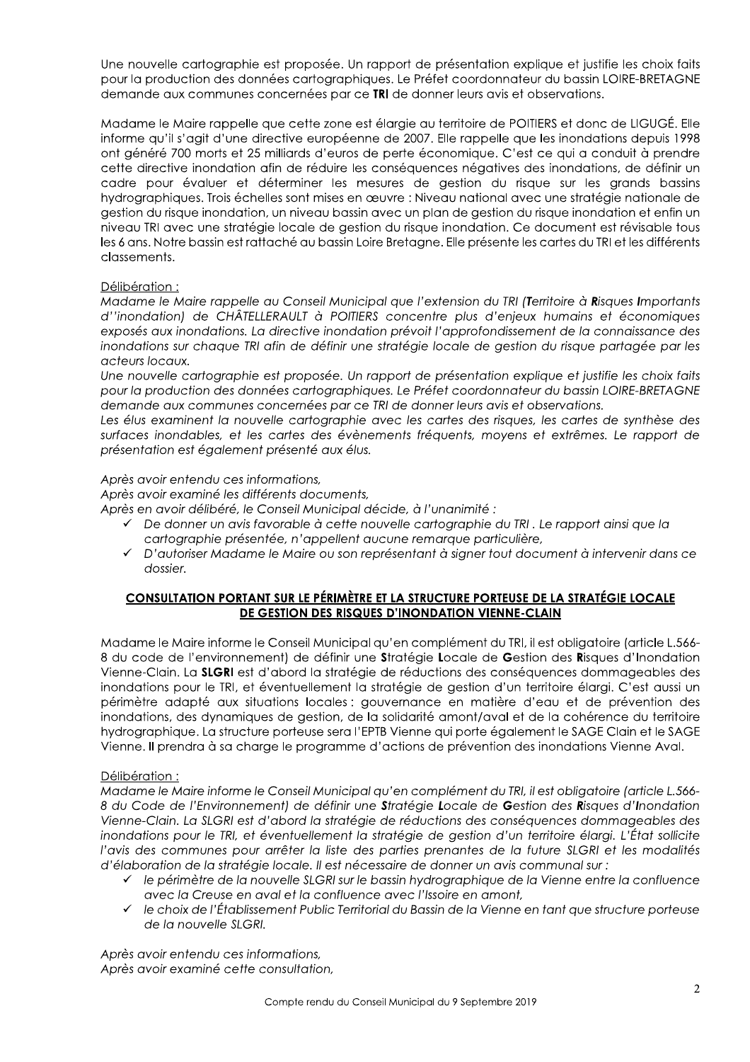Une nouvelle cartographie est proposée. Un rapport de présentation explique et justifie les choix faits pour la production des données cartographiques. Le Préfet coordonnateur du bassin LOIRE-BRETAGNE demande aux communes concernées par ce **TRI** de donner leurs avis et observations.

Madame le Maire rappelle que cette zone est élargie au territoire de POITIERS et donc de LIGUGÉ. Elle informe qu'il s'agit d'une directive européenne de 2007. Elle rappelle que les inondations depuis 1998 ont généré 700 morts et 25 milliards d'euros de perte économique. C'est ce qui a conduit à prendre cette directive inondation afin de réduire les conséquences négatives des inondations, de définir un cadre pour évaluer et déterminer les mesures de gestion du risque sur les grands bassins hydrographiques. Trois échelles sont mises en œuvre : Niveau national avec une stratégie nationale de gestion du risque inondation, un niveau bassin avec un plan de gestion du risque inondation et enfin un niveau TRI avec une stratégie locale de gestion du risque inondation. Ce document est révisable tous les 6 ans. Notre bassin est rattaché au bassin Loire Bretagne. Elle présente les cartes du TRI et les différents classements.

Délibération :

*Madame le Maire rappelle au Conseil Municipal que l'extension du TRI (**T**erritoire à **R**isques **I**mportants d''inondation) de CHÂTELLERAULT à POITIERS concentre plus d'enjeux humains et économiques exposés aux inondations. La directive inondation prévoit l'approfondissement de la connaissance des inondations sur chaque TRI afin de définir une stratégie locale de gestion du risque partagée par les acteurs locaux.*

*Une nouvelle cartographie est proposée. Un rapport de présentation explique et justifie les choix faits pour la production des données cartographiques. Le Préfet coordonnateur du bassin LOIRE-BRETAGNE demande aux communes concernées par ce TRI de donner leurs avis et observations.*

*Les élus examinent la nouvelle cartographie avec les cartes des risques, les cartes de synthèse des surfaces inondables, et les cartes des évènements fréquents, moyens et extrêmes. Le rapport de présentation est également présenté aux élus.*

*Après avoir entendu ces informations,*
*Après avoir examiné les différents documents,*
*Après en avoir délibéré, le Conseil Municipal décide, à l'unanimité :*

- ✓ *De donner un avis favorable à cette nouvelle cartographie du TRI . Le rapport ainsi que la cartographie présentée, n'appellent aucune remarque particulière,*
- ✓ *D'autoriser Madame le Maire ou son représentant à signer tout document à intervenir dans ce dossier.*

## CONSULTATION PORTANT SUR LE PÉRIMÈTRE ET LA STRUCTURE PORTEUSE DE LA STRATÉGIE LOCALE DE GESTION DES RISQUES D'INONDATION VIENNE-CLAIN

Madame le Maire informe le Conseil Municipal qu'en complément du TRI, il est obligatoire (article L.566-8 du code de l'environnement) de définir une **S**tratégie **L**ocale de **G**estion des **R**isques d'**I**nondation Vienne-Clain. La **SLGRI** est d'abord la stratégie de réductions des conséquences dommageables des inondations pour le TRI, et éventuellement la stratégie de gestion d'un territoire élargi. C'est aussi un périmètre adapté aux situations locales : gouvernance en matière d'eau et de prévention des inondations, des dynamiques de gestion, de la solidarité amont/aval et de la cohérence du territoire hydrographique. La structure porteuse sera l'EPTB Vienne qui porte également le SAGE Clain et le SAGE Vienne. Il prendra à sa charge le programme d'actions de prévention des inondations Vienne Aval.

Délibération :

*Madame le Maire informe le Conseil Municipal qu'en complément du TRI, il est obligatoire (article L.566-8 du Code de l'Environnement) de définir une **S**tratégie **L**ocale de **G**estion des **R**isques d'**I**nondation Vienne-Clain. La SLGRI est d'abord la stratégie de réductions des conséquences dommageables des inondations pour le TRI, et éventuellement la stratégie de gestion d'un territoire élargi. L'État sollicite l'avis des communes pour arrêter la liste des parties prenantes de la future SLGRI et les modalités d'élaboration de la stratégie locale. Il est nécessaire de donner un avis communal sur :*

- ✓ *le périmètre de la nouvelle SLGRI sur le bassin hydrographique de la Vienne entre la confluence avec la Creuse en aval et la confluence avec l'Issoire en amont,*
- ✓ *le choix de l'Établissement Public Territorial du Bassin de la Vienne en tant que structure porteuse de la nouvelle SLGRI.*

*Après avoir entendu ces informations,*
*Après avoir examiné cette consultation,*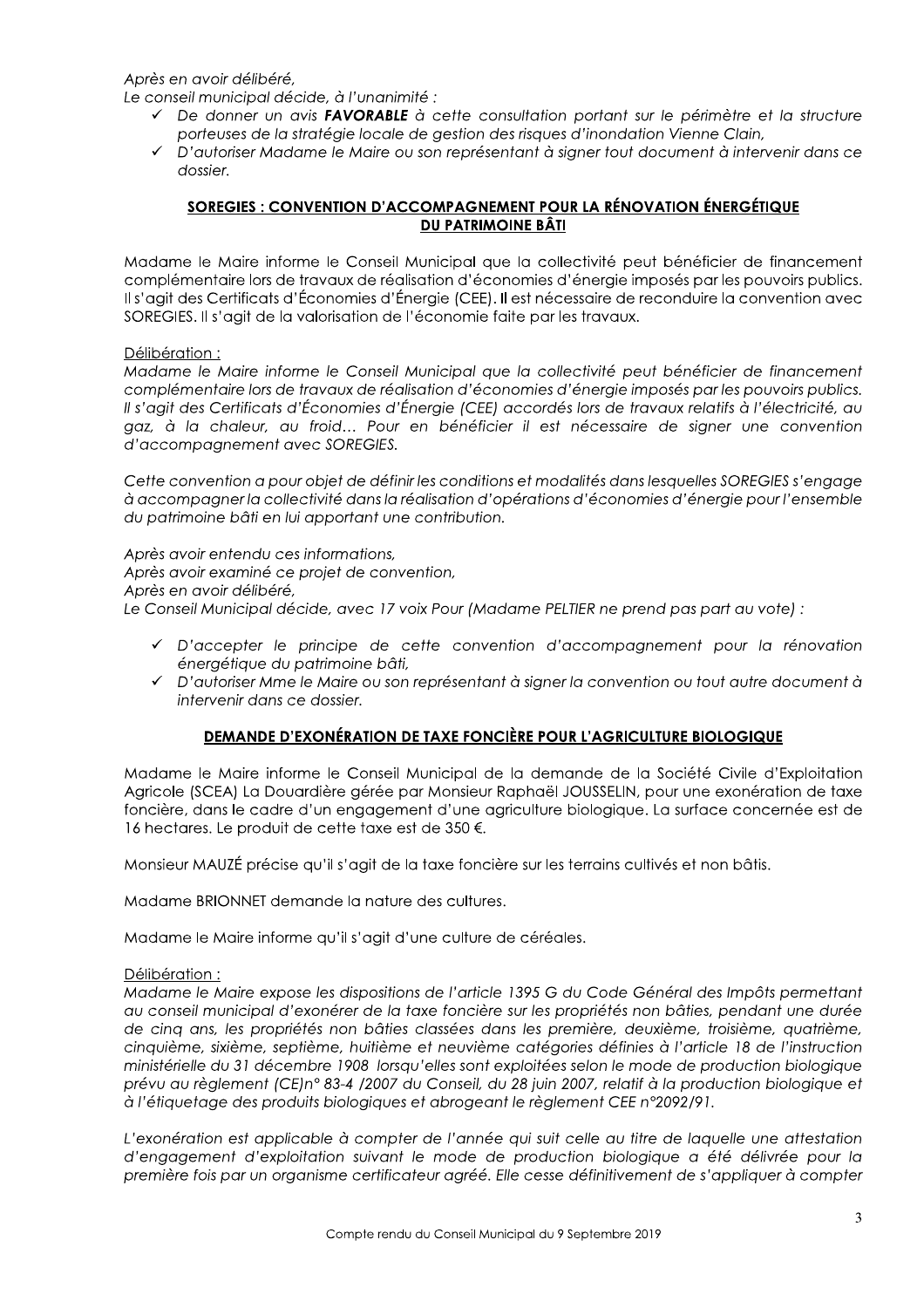*Après en avoir délibéré,*
*Le conseil municipal décide, à l'unanimité :*

- ✓ *De donner un avis **FAVORABLE** à cette consultation portant sur le périmètre et la structure porteuses de la stratégie locale de gestion des risques d'inondation Vienne Clain,*
- ✓ *D'autoriser Madame le Maire ou son représentant à signer tout document à intervenir dans ce dossier.*

## SOREGIES : CONVENTION D'ACCOMPAGNEMENT POUR LA RÉNOVATION ÉNERGÉTIQUE DU PATRIMOINE BÂTI

Madame le Maire informe le Conseil Municipal que la collectivité peut bénéficier de financement complémentaire lors de travaux de réalisation d'économies d'énergie imposés par les pouvoirs publics. Il s'agit des Certificats d'Économies d'Énergie (CEE). Il est nécessaire de reconduire la convention avec SOREGIES. Il s'agit de la valorisation de l'économie faite par les travaux.

Délibération :

*Madame le Maire informe le Conseil Municipal que la collectivité peut bénéficier de financement complémentaire lors de travaux de réalisation d'économies d'énergie imposés par les pouvoirs publics. Il s'agit des Certificats d'Économies d'Énergie (CEE) accordés lors de travaux relatifs à l'électricité, au gaz, à la chaleur, au froid… Pour en bénéficier il est nécessaire de signer une convention d'accompagnement avec SOREGIES.*

*Cette convention a pour objet de définir les conditions et modalités dans lesquelles SOREGIES s'engage à accompagner la collectivité dans la réalisation d'opérations d'économies d'énergie pour l'ensemble du patrimoine bâti en lui apportant une contribution.*

*Après avoir entendu ces informations,*
*Après avoir examiné ce projet de convention,*
*Après en avoir délibéré,*
*Le Conseil Municipal décide, avec 17 voix Pour (Madame PELTIER ne prend pas part au vote) :*

- ✓ *D'accepter le principe de cette convention d'accompagnement pour la rénovation énergétique du patrimoine bâti,*
- ✓ *D'autoriser Mme le Maire ou son représentant à signer la convention ou tout autre document à intervenir dans ce dossier.*

## DEMANDE D'EXONÉRATION DE TAXE FONCIÈRE POUR L'AGRICULTURE BIOLOGIQUE

Madame le Maire informe le Conseil Municipal de la demande de la Société Civile d'Exploitation Agricole (SCEA) La Douardière gérée par Monsieur Raphaël JOUSSELIN, pour une exonération de taxe foncière, dans le cadre d'un engagement d'une agriculture biologique. La surface concernée est de 16 hectares. Le produit de cette taxe est de 350 €.

Monsieur MAUZÉ précise qu'il s'agit de la taxe foncière sur les terrains cultivés et non bâtis.

Madame BRIONNET demande la nature des cultures.

Madame le Maire informe qu'il s'agit d'une culture de céréales.

Délibération :

*Madame le Maire expose les dispositions de l'article 1395 G du Code Général des Impôts permettant au conseil municipal d'exonérer de la taxe foncière sur les propriétés non bâties, pendant une durée de cinq ans, les propriétés non bâties classées dans les première, deuxième, troisième, quatrième, cinquième, sixième, septième, huitième et neuvième catégories définies à l'article 18 de l'instruction ministérielle du 31 décembre 1908 lorsqu'elles sont exploitées selon le mode de production biologique prévu au règlement (CE)n° 83-4 /2007 du Conseil, du 28 juin 2007, relatif à la production biologique et à l'étiquetage des produits biologiques et abrogeant le règlement CEE n°2092/91.*

*L'exonération est applicable à compter de l'année qui suit celle au titre de laquelle une attestation d'engagement d'exploitation suivant le mode de production biologique a été délivrée pour la première fois par un organisme certificateur agréé. Elle cesse définitivement de s'appliquer à compter*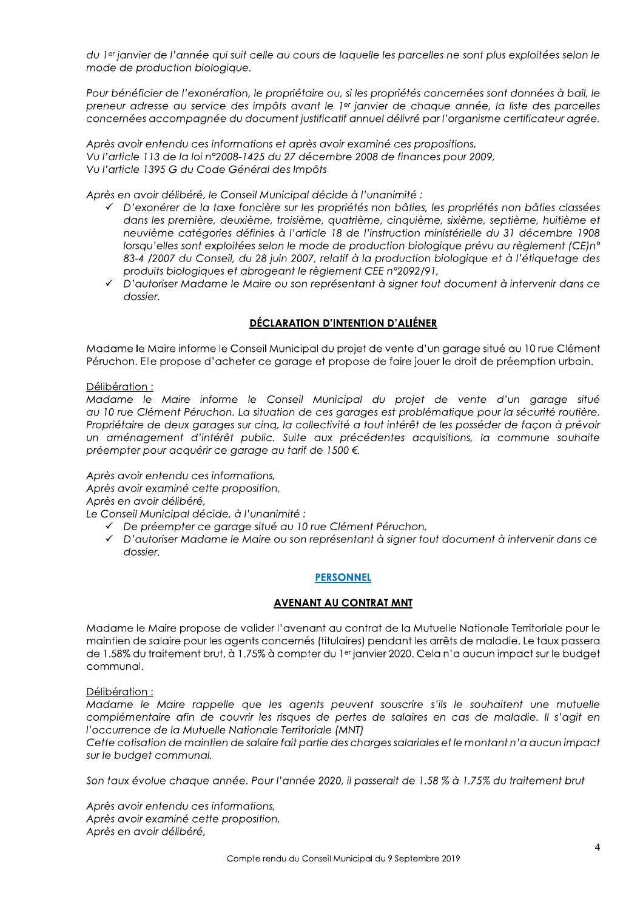*du 1er janvier de l'année qui suit celle au cours de laquelle les parcelles ne sont plus exploitées selon le mode de production biologique.*

*Pour bénéficier de l'exonération, le propriétaire ou, si les propriétés concernées sont données à bail, le preneur adresse au service des impôts avant le 1er janvier de chaque année, la liste des parcelles concernées accompagnée du document justificatif annuel délivré par l'organisme certificateur agréé.*

*Après avoir entendu ces informations et après avoir examiné ces propositions,*
*Vu l'article 113 de la loi n°2008-1425 du 27 décembre 2008 de finances pour 2009,*
*Vu l'article 1395 G du Code Général des Impôts*

*Après en avoir délibéré, le Conseil Municipal décide à l'unanimité :*

- ✓ *D'exonérer de la taxe foncière sur les propriétés non bâties, les propriétés non bâties classées dans les première, deuxième, troisième, quatrième, cinquième, sixième, septième, huitième et neuvième catégories définies à l'article 18 de l'instruction ministérielle du 31 décembre 1908 lorsqu'elles sont exploitées selon le mode de production biologique prévu au règlement (CE)n° 83-4 /2007 du Conseil, du 28 juin 2007, relatif à la production biologique et à l'étiquetage des produits biologiques et abrogeant le règlement CEE n°2092/91,*
- ✓ *D'autoriser Madame le Maire ou son représentant à signer tout document à intervenir dans ce dossier.*

## DÉCLARATION D'INTENTION D'ALIÉNER

Madame le Maire informe le Conseil Municipal du projet de vente d'un garage situé au 10 rue Clément Péruchon. Elle propose d'acheter ce garage et propose de faire jouer le droit de préemption urbain.

Délibération :

*Madame le Maire informe le Conseil Municipal du projet de vente d'un garage situé au 10 rue Clément Péruchon. La situation de ces garages est problématique pour la sécurité routière. Propriétaire de deux garages sur cinq, la collectivité a tout intérêt de les posséder de façon à prévoir un aménagement d'intérêt public. Suite aux précédentes acquisitions, la commune souhaite préempter pour acquérir ce garage au tarif de 1500 €.*

*Après avoir entendu ces informations,*
*Après avoir examiné cette proposition,*
*Après en avoir délibéré,*
*Le Conseil Municipal décide, à l'unanimité :*

- ✓ *De préempter ce garage situé au 10 rue Clément Péruchon,*
- ✓ *D'autoriser Madame le Maire ou son représentant à signer tout document à intervenir dans ce dossier.*

# PERSONNEL

## AVENANT AU CONTRAT MNT

Madame le Maire propose de valider l'avenant au contrat de la Mutuelle Nationale Territoriale pour le maintien de salaire pour les agents concernés (titulaires) pendant les arrêts de maladie. Le taux passera de 1.58% du traitement brut, à 1.75% à compter du 1er janvier 2020. Cela n'a aucun impact sur le budget communal.

Délibération :

*Madame le Maire rappelle que les agents peuvent souscrire s'ils le souhaitent une mutuelle complémentaire afin de couvrir les risques de pertes de salaires en cas de maladie. Il s'agit en l'occurrence de la Mutuelle Nationale Territoriale (MNT)*
*Cette cotisation de maintien de salaire fait partie des charges salariales et le montant n'a aucun impact sur le budget communal.*

*Son taux évolue chaque année. Pour l'année 2020, il passerait de 1.58 % à 1.75% du traitement brut*

*Après avoir entendu ces informations,*
*Après avoir examiné cette proposition,*
*Après en avoir délibéré,*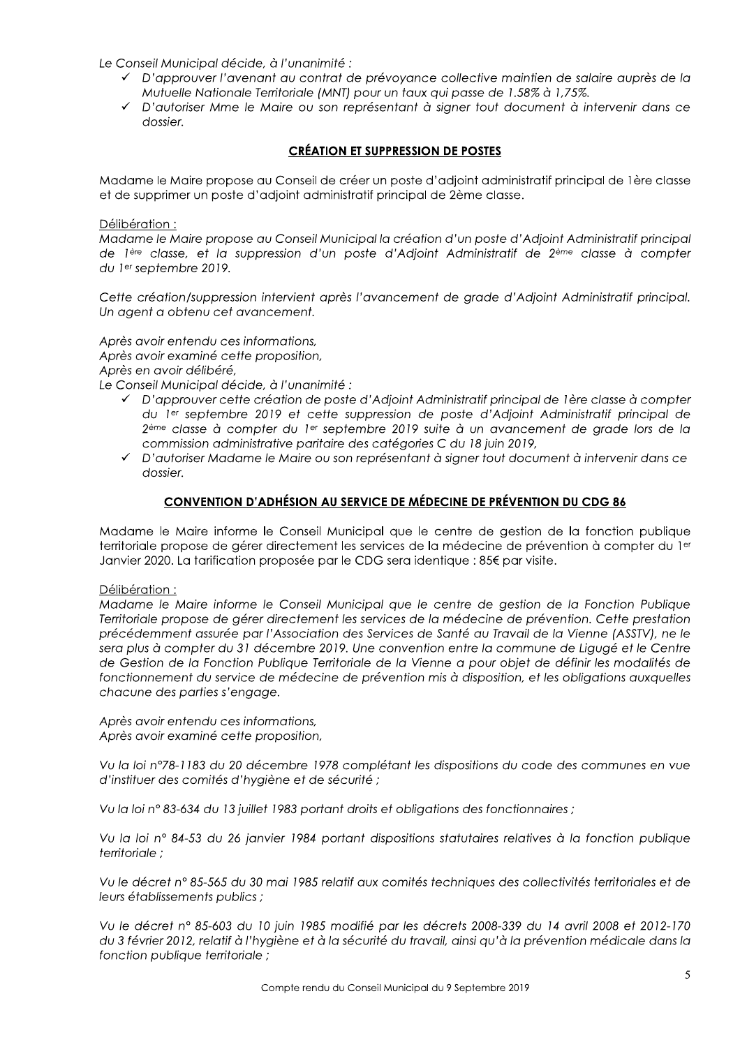*Le Conseil Municipal décide, à l'unanimité :*

- ✓ *D'approuver l'avenant au contrat de prévoyance collective maintien de salaire auprès de la Mutuelle Nationale Territoriale (MNT) pour un taux qui passe de 1.58% à 1,75%.*
- ✓ *D'autoriser Mme le Maire ou son représentant à signer tout document à intervenir dans ce dossier.*

## CRÉATION ET SUPPRESSION DE POSTES

Madame le Maire propose au Conseil de créer un poste d'adjoint administratif principal de 1ère classe et de supprimer un poste d'adjoint administratif principal de 2ème classe.

Délibération :

*Madame le Maire propose au Conseil Municipal la création d'un poste d'Adjoint Administratif principal de 1ère classe, et la suppression d'un poste d'Adjoint Administratif de 2ème classe à compter du 1er septembre 2019.*

*Cette création/suppression intervient après l'avancement de grade d'Adjoint Administratif principal. Un agent a obtenu cet avancement.*

*Après avoir entendu ces informations,*
*Après avoir examiné cette proposition,*
*Après en avoir délibéré,*
*Le Conseil Municipal décide, à l'unanimité :*

- ✓ *D'approuver cette création de poste d'Adjoint Administratif principal de 1ère classe à compter du 1er septembre 2019 et cette suppression de poste d'Adjoint Administratif principal de 2ème classe à compter du 1er septembre 2019 suite à un avancement de grade lors de la commission administrative paritaire des catégories C du 18 juin 2019,*
- ✓ *D'autoriser Madame le Maire ou son représentant à signer tout document à intervenir dans ce dossier.*

## CONVENTION D'ADHÉSION AU SERVICE DE MÉDECINE DE PRÉVENTION DU CDG 86

Madame le Maire informe le Conseil Municipal que le centre de gestion de la fonction publique territoriale propose de gérer directement les services de la médecine de prévention à compter du 1er Janvier 2020. La tarification proposée par le CDG sera identique : 85€ par visite.

Délibération :

*Madame le Maire informe le Conseil Municipal que le centre de gestion de la Fonction Publique Territoriale propose de gérer directement les services de la médecine de prévention. Cette prestation précédemment assurée par l'Association des Services de Santé au Travail de la Vienne (ASSTV), ne le sera plus à compter du 31 décembre 2019. Une convention entre la commune de Ligugé et le Centre de Gestion de la Fonction Publique Territoriale de la Vienne a pour objet de définir les modalités de fonctionnement du service de médecine de prévention mis à disposition, et les obligations auxquelles chacune des parties s'engage.*

*Après avoir entendu ces informations,*
*Après avoir examiné cette proposition,*

*Vu la loi n°78-1183 du 20 décembre 1978 complétant les dispositions du code des communes en vue d'instituer des comités d'hygiène et de sécurité ;*

*Vu la loi n° 83-634 du 13 juillet 1983 portant droits et obligations des fonctionnaires ;*

*Vu la loi n° 84-53 du 26 janvier 1984 portant dispositions statutaires relatives à la fonction publique territoriale ;*

*Vu le décret n° 85-565 du 30 mai 1985 relatif aux comités techniques des collectivités territoriales et de leurs établissements publics ;*

*Vu le décret n° 85-603 du 10 juin 1985 modifié par les décrets 2008-339 du 14 avril 2008 et 2012-170 du 3 février 2012, relatif à l'hygiène et à la sécurité du travail, ainsi qu'à la prévention médicale dans la fonction publique territoriale ;*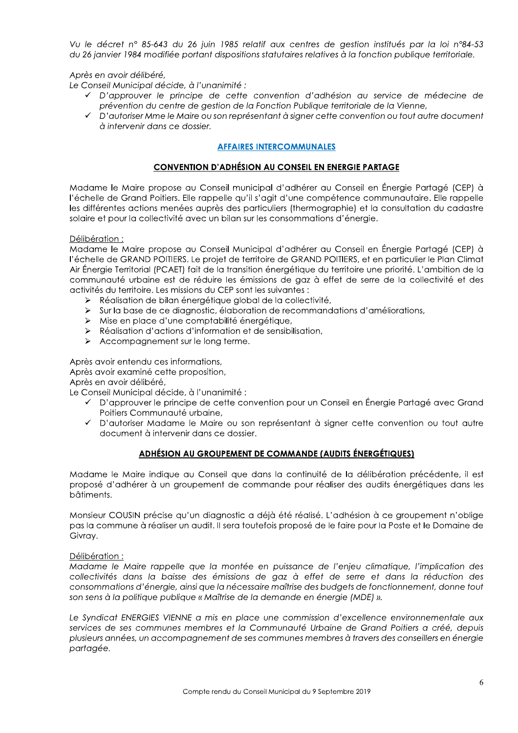*Vu le décret n° 85-643 du 26 juin 1985 relatif aux centres de gestion institués par la loi n°84-53 du 26 janvier 1984 modifiée portant dispositions statutaires relatives à la fonction publique territoriale.*

*Après en avoir délibéré,*
*Le Conseil Municipal décide, à l'unanimité :*

- ✓ *D'approuver le principe de cette convention d'adhésion au service de médecine de prévention du centre de gestion de la Fonction Publique territoriale de la Vienne,*
- ✓ *D'autoriser Mme le Maire ou son représentant à signer cette convention ou tout autre document à intervenir dans ce dossier.*

## AFFAIRES INTERCOMMUNALES

### CONVENTION D'ADHÉSION AU CONSEIL EN ENERGIE PARTAGE

Madame le Maire propose au Conseil municipal d'adhérer au Conseil en Énergie Partagé (CEP) à l'échelle de Grand Poitiers. Elle rappelle qu'il s'agit d'une compétence communautaire. Elle rappelle les différentes actions menées auprès des particuliers (thermographie) et la consultation du cadastre solaire et pour la collectivité avec un bilan sur les consommations d'énergie.

Délibération :
Madame le Maire propose au Conseil Municipal d'adhérer au Conseil en Énergie Partagé (CEP) à l'échelle de GRAND POITIERS. Le projet de territoire de GRAND POITIERS, et en particulier le Plan Climat Air Énergie Territorial (PCAET) fait de la transition énergétique du territoire une priorité. L'ambition de la communauté urbaine est de réduire les émissions de gaz à effet de serre de la collectivité et des activités du territoire. Les missions du CEP sont les suivantes :

- ➢ Réalisation de bilan énergétique global de la collectivité,
- ➢ Sur la base de ce diagnostic, élaboration de recommandations d'améliorations,
- ➢ Mise en place d'une comptabilité énergétique,
- ➢ Réalisation d'actions d'information et de sensibilisation,
- ➢ Accompagnement sur le long terme.

Après avoir entendu ces informations,
Après avoir examiné cette proposition,
Après en avoir délibéré,
Le Conseil Municipal décide, à l'unanimité :

- ✓ D'approuver le principe de cette convention pour un Conseil en Énergie Partagé avec Grand Poitiers Communauté urbaine,
- ✓ D'autoriser Madame le Maire ou son représentant à signer cette convention ou tout autre document à intervenir dans ce dossier.

### ADHÉSION AU GROUPEMENT DE COMMANDE (AUDITS ÉNERGÉTIQUES)

Madame le Maire indique au Conseil que dans la continuité de la délibération précédente, il est proposé d'adhérer à un groupement de commande pour réaliser des audits énergétiques dans les bâtiments.

Monsieur COUSIN précise qu'un diagnostic a déjà été réalisé. L'adhésion à ce groupement n'oblige pas la commune à réaliser un audit. Il sera toutefois proposé de le faire pour la Poste et le Domaine de Givray.

Délibération :
*Madame le Maire rappelle que la montée en puissance de l'enjeu climatique, l'implication des collectivités dans la baisse des émissions de gaz à effet de serre et dans la réduction des consommations d'énergie, ainsi que la nécessaire maîtrise des budgets de fonctionnement, donne tout son sens à la politique publique « Maîtrise de la demande en énergie (MDE) ».*

*Le Syndicat ENERGIES VIENNE a mis en place une commission d'excellence environnementale aux services de ses communes membres et la Communauté Urbaine de Grand Poitiers a créé, depuis plusieurs années, un accompagnement de ses communes membres à travers des conseillers en énergie partagée.*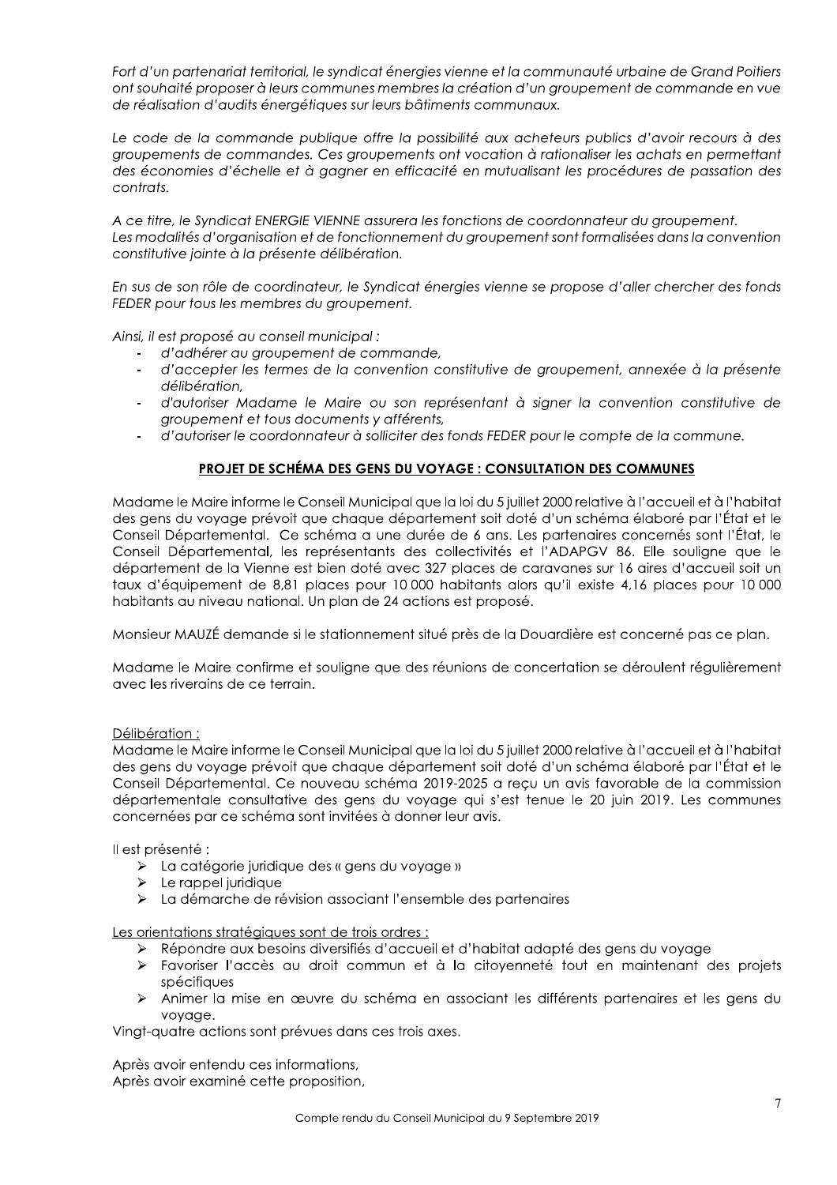*Fort d'un partenariat territorial, le syndicat énergies vienne et la communauté urbaine de Grand Poitiers ont souhaité proposer à leurs communes membres la création d'un groupement de commande en vue de réalisation d'audits énergétiques sur leurs bâtiments communaux.*

*Le code de la commande publique offre la possibilité aux acheteurs publics d'avoir recours à des groupements de commandes. Ces groupements ont vocation à rationaliser les achats en permettant des économies d'échelle et à gagner en efficacité en mutualisant les procédures de passation des contrats.*

*A ce titre, le Syndicat ENERGIE VIENNE assurera les fonctions de coordonnateur du groupement. Les modalités d'organisation et de fonctionnement du groupement sont formalisées dans la convention constitutive jointe à la présente délibération.*

*En sus de son rôle de coordinateur, le Syndicat énergies vienne se propose d'aller chercher des fonds FEDER pour tous les membres du groupement.*

*Ainsi, il est proposé au conseil municipal :*

- *d'adhérer au groupement de commande,*
- *d'accepter les termes de la convention constitutive de groupement, annexée à la présente délibération,*
- *d'autoriser Madame le Maire ou son représentant à signer la convention constitutive de groupement et tous documents y afférents,*
- *d'autoriser le coordonnateur à solliciter des fonds FEDER pour le compte de la commune.*

## PROJET DE SCHÉMA DES GENS DU VOYAGE : CONSULTATION DES COMMUNES

Madame le Maire informe le Conseil Municipal que la loi du 5 juillet 2000 relative à l'accueil et à l'habitat des gens du voyage prévoit que chaque département soit doté d'un schéma élaboré par l'État et le Conseil Départemental. Ce schéma a une durée de 6 ans. Les partenaires concernés sont l'État, le Conseil Départemental, les représentants des collectivités et l'ADAPGV 86. Elle souligne que le département de la Vienne est bien doté avec 327 places de caravanes sur 16 aires d'accueil soit un taux d'équipement de 8,81 places pour 10 000 habitants alors qu'il existe 4,16 places pour 10 000 habitants au niveau national. Un plan de 24 actions est proposé.

Monsieur MAUZÉ demande si le stationnement situé près de la Douardière est concerné pas ce plan.

Madame le Maire confirme et souligne que des réunions de concertation se déroulent régulièrement avec les riverains de ce terrain.

Délibération :

Madame le Maire informe le Conseil Municipal que la loi du 5 juillet 2000 relative à l'accueil et à l'habitat des gens du voyage prévoit que chaque département soit doté d'un schéma élaboré par l'État et le Conseil Départemental. Ce nouveau schéma 2019-2025 a reçu un avis favorable de la commission départementale consultative des gens du voyage qui s'est tenue le 20 juin 2019. Les communes concernées par ce schéma sont invitées à donner leur avis.

Il est présenté :

- La catégorie juridique des « gens du voyage »
- Le rappel juridique
- La démarche de révision associant l'ensemble des partenaires

Les orientations stratégiques sont de trois ordres :

- Répondre aux besoins diversifiés d'accueil et d'habitat adapté des gens du voyage
- Favoriser l'accès au droit commun et à la citoyenneté tout en maintenant des projets spécifiques
- Animer la mise en œuvre du schéma en associant les différents partenaires et les gens du voyage.

Vingt-quatre actions sont prévues dans ces trois axes.

Après avoir entendu ces informations,
Après avoir examiné cette proposition,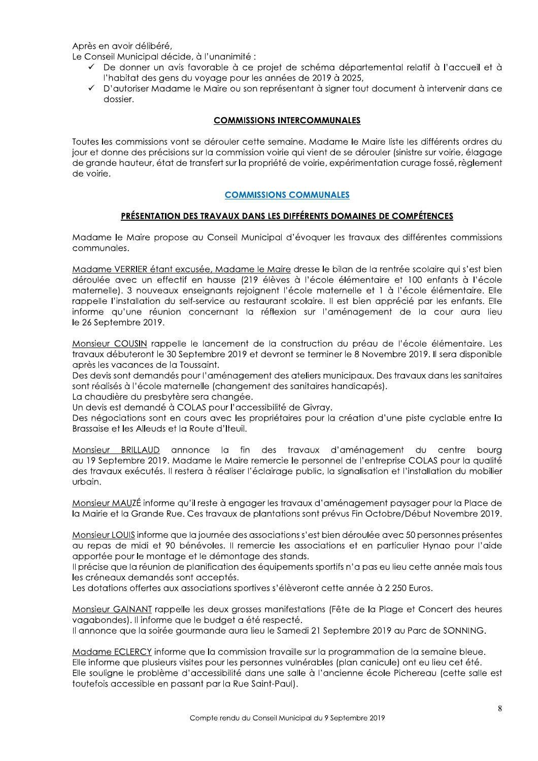Après en avoir délibéré,
Le Conseil Municipal décide, à l'unanimité :

- ✓ De donner un avis favorable à ce projet de schéma départemental relatif à l'accueil et à l'habitat des gens du voyage pour les années de 2019 à 2025,
- ✓ D'autoriser Madame le Maire ou son représentant à signer tout document à intervenir dans ce dossier.

## COMMISSIONS INTERCOMMUNALES

Toutes les commissions vont se dérouler cette semaine. Madame le Maire liste les différents ordres du jour et donne des précisions sur la commission voirie qui vient de se dérouler (sinistre sur voirie, élagage de grande hauteur, état de transfert sur la propriété de voirie, expérimentation curage fossé, règlement de voirie.

## COMMISSIONS COMMUNALES

### PRÉSENTATION DES TRAVAUX DANS LES DIFFÉRENTS DOMAINES DE COMPÉTENCES

Madame le Maire propose au Conseil Municipal d'évoquer les travaux des différentes commissions communales.

Madame VERRIER étant excusée, Madame le Maire dresse le bilan de la rentrée scolaire qui s'est bien déroulée avec un effectif en hausse (219 élèves à l'école élémentaire et 100 enfants à l'école maternelle). 3 nouveaux enseignants rejoignent l'école maternelle et 1 à l'école élémentaire. Elle rappelle l'installation du self-service au restaurant scolaire. Il est bien apprécié par les enfants. Elle informe qu'une réunion concernant la réflexion sur l'aménagement de la cour aura lieu le 26 Septembre 2019.

Monsieur COUSIN rappelle le lancement de la construction du préau de l'école élémentaire. Les travaux débuteront le 30 Septembre 2019 et devront se terminer le 8 Novembre 2019. Il sera disponible après les vacances de la Toussaint.
Des devis sont demandés pour l'aménagement des ateliers municipaux. Des travaux dans les sanitaires sont réalisés à l'école maternelle (changement des sanitaires handicapés).
La chaudière du presbytère sera changée.
Un devis est demandé à COLAS pour l'accessibilité de Givray.
Des négociations sont en cours avec les propriétaires pour la création d'une piste cyclable entre la Brassaise et les Alleuds et la Route d'Iteuil.

Monsieur BRILLAUD annonce la fin des travaux d'aménagement du centre bourg au 19 Septembre 2019. Madame le Maire remercie le personnel de l'entreprise COLAS pour la qualité des travaux exécutés. Il restera à réaliser l'éclairage public, la signalisation et l'installation du mobilier urbain.

Monsieur MAUZÉ informe qu'il reste à engager les travaux d'aménagement paysager pour la Place de la Mairie et la Grande Rue. Ces travaux de plantations sont prévus Fin Octobre/Début Novembre 2019.

Monsieur LOUIS informe que la journée des associations s'est bien déroulée avec 50 personnes présentes au repas de midi et 90 bénévoles. Il remercie les associations et en particulier Hynao pour l'aide apportée pour le montage et le démontage des stands.
Il précise que la réunion de planification des équipements sportifs n'a pas eu lieu cette année mais tous les créneaux demandés sont acceptés.
Les dotations offertes aux associations sportives s'élèveront cette année à 2 250 Euros.

Monsieur GAINANT rappelle les deux grosses manifestations (Fête de la Plage et Concert des heures vagabondes). Il informe que le budget a été respecté.
Il annonce que la soirée gourmande aura lieu le Samedi 21 Septembre 2019 au Parc de SONNING.

Madame ECLERCY informe que la commission travaille sur la programmation de la semaine bleue.
Elle informe que plusieurs visites pour les personnes vulnérables (plan canicule) ont eu lieu cet été.
Elle souligne le problème d'accessibilité dans une salle à l'ancienne école Pichereau (cette salle est toutefois accessible en passant par la Rue Saint-Paul).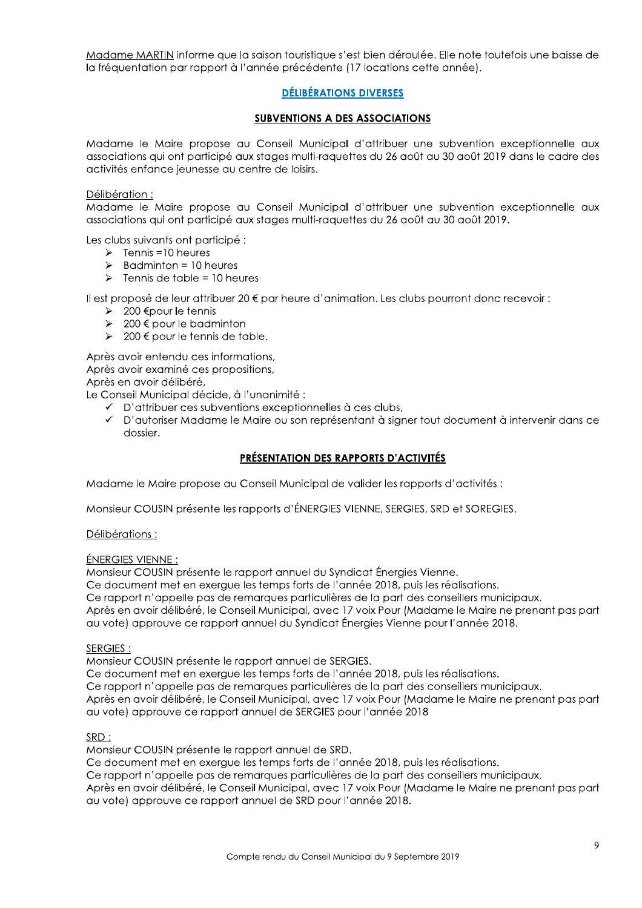Madame MARTIN informe que la saison touristique s'est bien déroulée. Elle note toutefois une baisse de la fréquentation par rapport à l'année précédente (17 locations cette année).

## DÉLIBÉRATIONS DIVERSES

### SUBVENTIONS A DES ASSOCIATIONS

Madame le Maire propose au Conseil Municipal d'attribuer une subvention exceptionnelle aux associations qui ont participé aux stages multi-raquettes du 26 août au 30 août 2019 dans le cadre des activités enfance jeunesse au centre de loisirs.

Délibération :
Madame le Maire propose au Conseil Municipal d'attribuer une subvention exceptionnelle aux associations qui ont participé aux stages multi-raquettes du 26 août au 30 août 2019.

Les clubs suivants ont participé :

- Tennis =10 heures
- Badminton = 10 heures
- Tennis de table = 10 heures

Il est proposé de leur attribuer 20 € par heure d'animation. Les clubs pourront donc recevoir :

- 200 €pour le tennis
- 200 € pour le badminton
- 200 € pour le tennis de table.

Après avoir entendu ces informations,
Après avoir examiné ces propositions,
Après en avoir délibéré,
Le Conseil Municipal décide, à l'unanimité :

- ✓ D'attribuer ces subventions exceptionnelles à ces clubs,
- ✓ D'autoriser Madame le Maire ou son représentant à signer tout document à intervenir dans ce dossier.

### PRÉSENTATION DES RAPPORTS D'ACTIVITÉS

Madame le Maire propose au Conseil Municipal de valider les rapports d'activités :

Monsieur COUSIN présente les rapports d'ÉNERGIES VIENNE, SERGIES, SRD et SOREGIES.

Délibérations :

ÉNERGIES VIENNE :
Monsieur COUSIN présente le rapport annuel du Syndicat Énergies Vienne.
Ce document met en exergue les temps forts de l'année 2018, puis les réalisations.
Ce rapport n'appelle pas de remarques particulières de la part des conseillers municipaux.
Après en avoir délibéré, le Conseil Municipal, avec 17 voix Pour (Madame le Maire ne prenant pas part au vote) approuve ce rapport annuel du Syndicat Énergies Vienne pour l'année 2018.

SERGIES :
Monsieur COUSIN présente le rapport annuel de SERGIES.
Ce document met en exergue les temps forts de l'année 2018, puis les réalisations.
Ce rapport n'appelle pas de remarques particulières de la part des conseillers municipaux.
Après en avoir délibéré, le Conseil Municipal, avec 17 voix Pour (Madame le Maire ne prenant pas part au vote) approuve ce rapport annuel de SERGIES pour l'année 2018

SRD :
Monsieur COUSIN présente le rapport annuel de SRD.
Ce document met en exergue les temps forts de l'année 2018, puis les réalisations.
Ce rapport n'appelle pas de remarques particulières de la part des conseillers municipaux.
Après en avoir délibéré, le Conseil Municipal, avec 17 voix Pour (Madame le Maire ne prenant pas part au vote) approuve ce rapport annuel de SRD pour l'année 2018.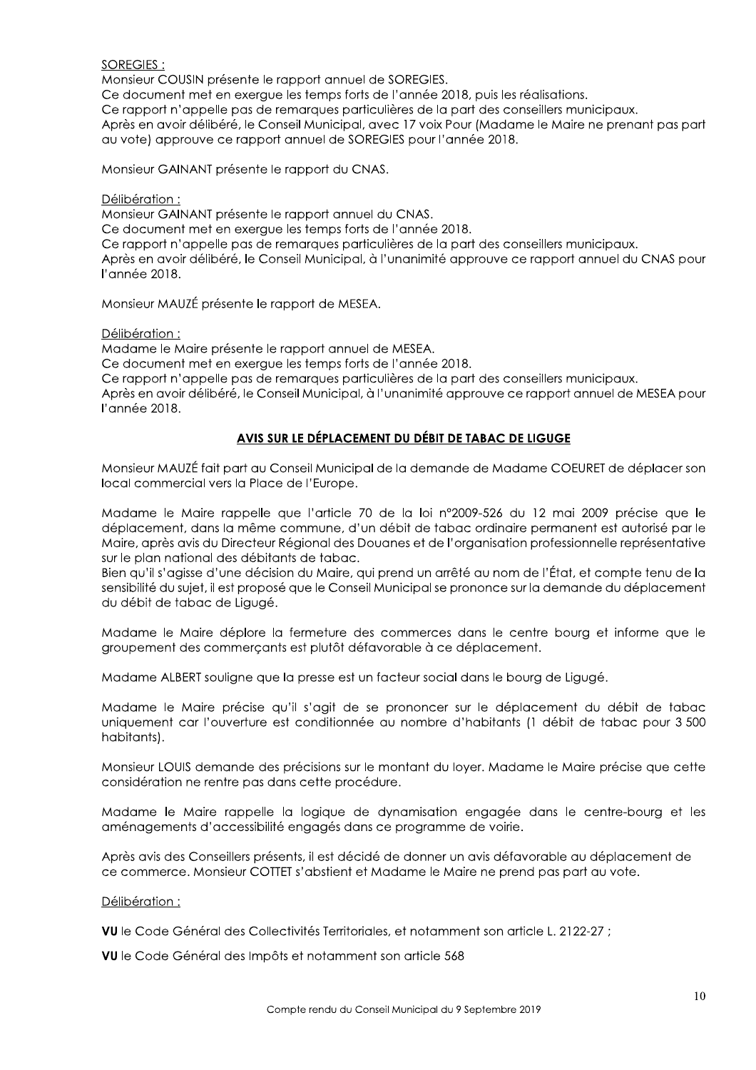SOREGIES :

Monsieur COUSIN présente le rapport annuel de SOREGIES.
Ce document met en exergue les temps forts de l'année 2018, puis les réalisations.
Ce rapport n'appelle pas de remarques particulières de la part des conseillers municipaux.
Après en avoir délibéré, le Conseil Municipal, avec 17 voix Pour (Madame le Maire ne prenant pas part au vote) approuve ce rapport annuel de SOREGIES pour l'année 2018.

Monsieur GAINANT présente le rapport du CNAS.

Délibération :

Monsieur GAINANT présente le rapport annuel du CNAS.
Ce document met en exergue les temps forts de l'année 2018.
Ce rapport n'appelle pas de remarques particulières de la part des conseillers municipaux.
Après en avoir délibéré, le Conseil Municipal, à l'unanimité approuve ce rapport annuel du CNAS pour l'année 2018.

Monsieur MAUZÉ présente le rapport de MESEA.

Délibération :

Madame le Maire présente le rapport annuel de MESEA.
Ce document met en exergue les temps forts de l'année 2018.
Ce rapport n'appelle pas de remarques particulières de la part des conseillers municipaux.
Après en avoir délibéré, le Conseil Municipal, à l'unanimité approuve ce rapport annuel de MESEA pour l'année 2018.

## AVIS SUR LE DÉPLACEMENT DU DÉBIT DE TABAC DE LIGUGE

Monsieur MAUZÉ fait part au Conseil Municipal de la demande de Madame COEURET de déplacer son local commercial vers la Place de l'Europe.

Madame le Maire rappelle que l'article 70 de la loi n°2009-526 du 12 mai 2009 précise que le déplacement, dans la même commune, d'un débit de tabac ordinaire permanent est autorisé par le Maire, après avis du Directeur Régional des Douanes et de l'organisation professionnelle représentative sur le plan national des débitants de tabac.
Bien qu'il s'agisse d'une décision du Maire, qui prend un arrêté au nom de l'État, et compte tenu de la sensibilité du sujet, il est proposé que le Conseil Municipal se prononce sur la demande du déplacement du débit de tabac de Ligugé.

Madame le Maire déplore la fermeture des commerces dans le centre bourg et informe que le groupement des commerçants est plutôt défavorable à ce déplacement.

Madame ALBERT souligne que la presse est un facteur social dans le bourg de Ligugé.

Madame le Maire précise qu'il s'agit de se prononcer sur le déplacement du débit de tabac uniquement car l'ouverture est conditionnée au nombre d'habitants (1 débit de tabac pour 3 500 habitants).

Monsieur LOUIS demande des précisions sur le montant du loyer. Madame le Maire précise que cette considération ne rentre pas dans cette procédure.

Madame le Maire rappelle la logique de dynamisation engagée dans le centre-bourg et les aménagements d'accessibilité engagés dans ce programme de voirie.

Après avis des Conseillers présents, il est décidé de donner un avis défavorable au déplacement de ce commerce. Monsieur COTTET s'abstient et Madame le Maire ne prend pas part au vote.

Délibération :

**VU** le Code Général des Collectivités Territoriales, et notamment son article L. 2122-27 ;

**VU** le Code Général des Impôts et notamment son article 568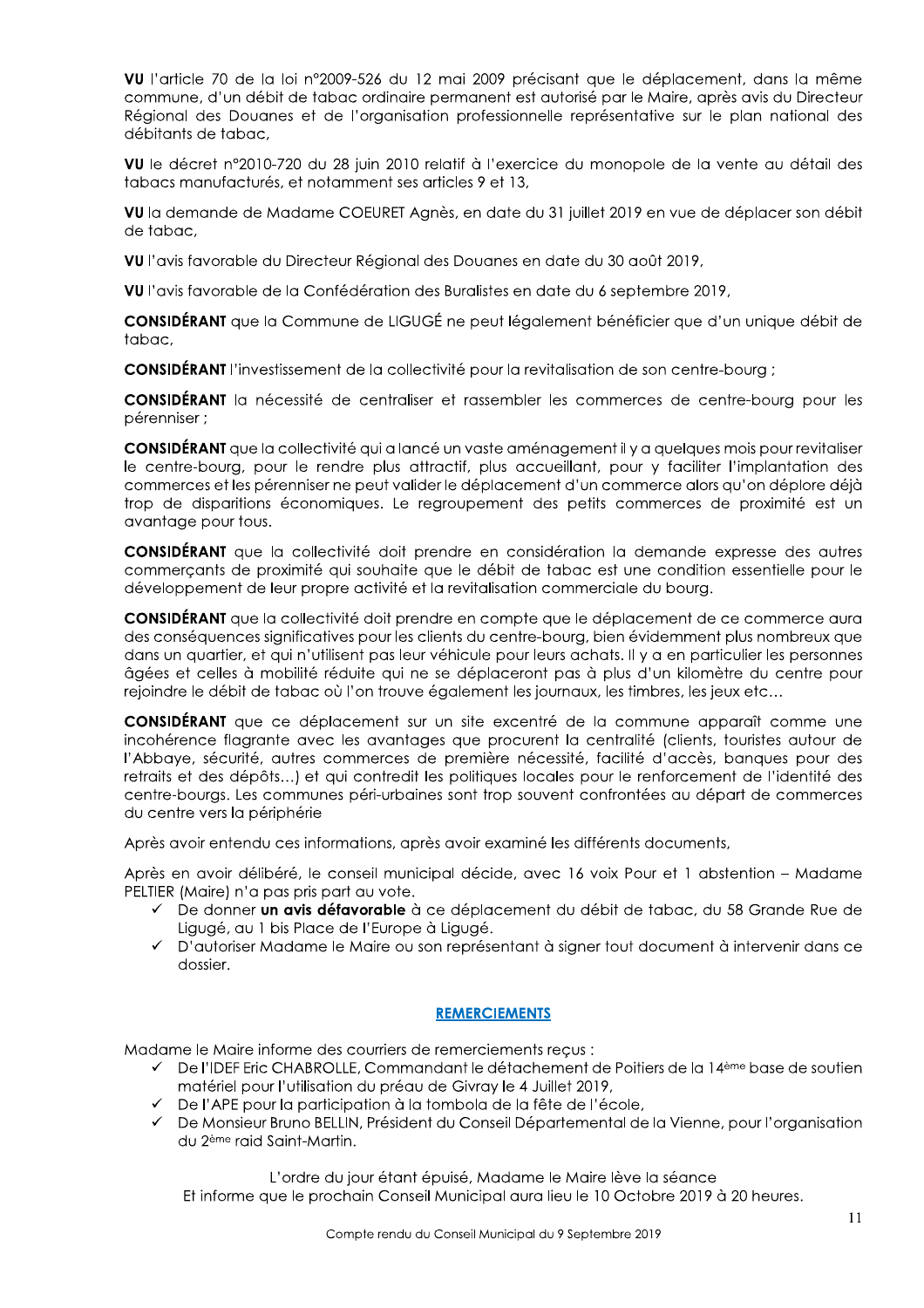**VU** l'article 70 de la loi n°2009-526 du 12 mai 2009 précisant que le déplacement, dans la même commune, d'un débit de tabac ordinaire permanent est autorisé par le Maire, après avis du Directeur Régional des Douanes et de l'organisation professionnelle représentative sur le plan national des débitants de tabac,

**VU** le décret n°2010-720 du 28 juin 2010 relatif à l'exercice du monopole de la vente au détail des tabacs manufacturés, et notamment ses articles 9 et 13,

**VU** la demande de Madame COEURET Agnès, en date du 31 juillet 2019 en vue de déplacer son débit de tabac,

**VU** l'avis favorable du Directeur Régional des Douanes en date du 30 août 2019,

**VU** l'avis favorable de la Confédération des Buralistes en date du 6 septembre 2019,

**CONSIDÉRANT** que la Commune de LIGUGÉ ne peut légalement bénéficier que d'un unique débit de tabac,

**CONSIDÉRANT** l'investissement de la collectivité pour la revitalisation de son centre-bourg ;

**CONSIDÉRANT** la nécessité de centraliser et rassembler les commerces de centre-bourg pour les pérenniser ;

**CONSIDÉRANT** que la collectivité qui a lancé un vaste aménagement il y a quelques mois pour revitaliser le centre-bourg, pour le rendre plus attractif, plus accueillant, pour y faciliter l'implantation des commerces et les pérenniser ne peut valider le déplacement d'un commerce alors qu'on déplore déjà trop de disparitions économiques. Le regroupement des petits commerces de proximité est un avantage pour tous.

**CONSIDÉRANT** que la collectivité doit prendre en considération la demande expresse des autres commerçants de proximité qui souhaite que le débit de tabac est une condition essentielle pour le développement de leur propre activité et la revitalisation commerciale du bourg.

**CONSIDÉRANT** que la collectivité doit prendre en compte que le déplacement de ce commerce aura des conséquences significatives pour les clients du centre-bourg, bien évidemment plus nombreux que dans un quartier, et qui n'utilisent pas leur véhicule pour leurs achats. Il y a en particulier les personnes âgées et celles à mobilité réduite qui ne se déplaceront pas à plus d'un kilomètre du centre pour rejoindre le débit de tabac où l'on trouve également les journaux, les timbres, les jeux etc…

**CONSIDÉRANT** que ce déplacement sur un site excentré de la commune apparaît comme une incohérence flagrante avec les avantages que procurent la centralité (clients, touristes autour de l'Abbaye, sécurité, autres commerces de première nécessité, facilité d'accès, banques pour des retraits et des dépôts…) et qui contredit les politiques locales pour le renforcement de l'identité des centre-bourgs. Les communes péri-urbaines sont trop souvent confrontées au départ de commerces du centre vers la périphérie

Après avoir entendu ces informations, après avoir examiné les différents documents,

Après en avoir délibéré, le conseil municipal décide, avec 16 voix Pour et 1 abstention – Madame PELTIER (Maire) n'a pas pris part au vote.

- ✓ De donner **un avis défavorable** à ce déplacement du débit de tabac, du 58 Grande Rue de Ligugé, au 1 bis Place de l'Europe à Ligugé.
- ✓ D'autoriser Madame le Maire ou son représentant à signer tout document à intervenir dans ce dossier.

## REMERCIEMENTS

Madame le Maire informe des courriers de remerciements reçus :

- ✓ De l'IDEF Eric CHABROLLE, Commandant le détachement de Poitiers de la 14ème base de soutien matériel pour l'utilisation du préau de Givray le 4 Juillet 2019,
- ✓ De l'APE pour la participation à la tombola de la fête de l'école,
- ✓ De Monsieur Bruno BELLIN, Président du Conseil Départemental de la Vienne, pour l'organisation du 2ème raid Saint-Martin.

L'ordre du jour étant épuisé, Madame le Maire lève la séance
Et informe que le prochain Conseil Municipal aura lieu le 10 Octobre 2019 à 20 heures.